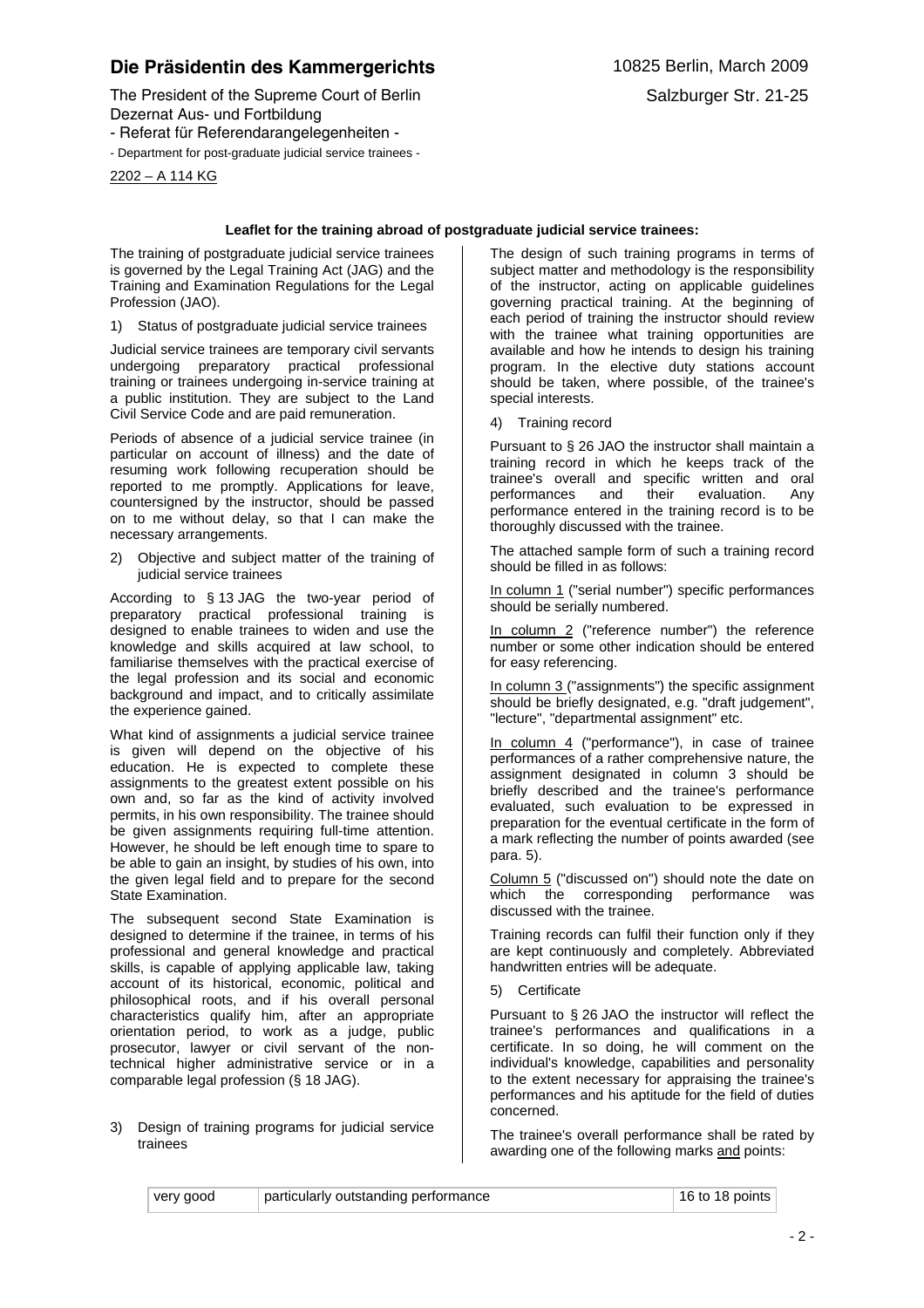**Die Präsidentin des Kammergerichts**

The President of the Supreme Court of Berlin
Dezernat Aus- und Fortbildung
- Referat für Referendarangelegenheiten -
- Department for post-graduate judicial service trainees -

2202 – A 114 KG

10825 Berlin, March 2009
Salzburger Str. 21-25

**Leaflet for the training abroad of postgraduate judicial service trainees:**

The training of postgraduate judicial service trainees is governed by the Legal Training Act (JAG) and the Training and Examination Regulations for the Legal Profession (JAO).

1) Status of postgraduate judicial service trainees

Judicial service trainees are temporary civil servants undergoing preparatory practical professional training or trainees undergoing in-service training at a public institution. They are subject to the Land Civil Service Code and are paid remuneration.

Periods of absence of a judicial service trainee (in particular on account of illness) and the date of resuming work following recuperation should be reported to me promptly. Applications for leave, countersigned by the instructor, should be passed on to me without delay, so that I can make the necessary arrangements.

2) Objective and subject matter of the training of judicial service trainees

According to § 13 JAG the two-year period of preparatory practical professional training is designed to enable trainees to widen and use the knowledge and skills acquired at law school, to familiarise themselves with the practical exercise of the legal profession and its social and economic background and impact, and to critically assimilate the experience gained.

What kind of assignments a judicial service trainee is given will depend on the objective of his education. He is expected to complete these assignments to the greatest extent possible on his own and, so far as the kind of activity involved permits, in his own responsibility. The trainee should be given assignments requiring full-time attention. However, he should be left enough time to spare to be able to gain an insight, by studies of his own, into the given legal field and to prepare for the second State Examination.

The subsequent second State Examination is designed to determine if the trainee, in terms of his professional and general knowledge and practical skills, is capable of applying applicable law, taking account of its historical, economic, political and philosophical roots, and if his overall personal characteristics qualify him, after an appropriate orientation period, to work as a judge, public prosecutor, lawyer or civil servant of the non-technical higher administrative service or in a comparable legal profession (§ 18 JAG).

3) Design of training programs for judicial service trainees

The design of such training programs in terms of subject matter and methodology is the responsibility of the instructor, acting on applicable guidelines governing practical training. At the beginning of each period of training the instructor should review with the trainee what training opportunities are available and how he intends to design his training program. In the elective duty stations account should be taken, where possible, of the trainee's special interests.

4) Training record

Pursuant to § 26 JAO the instructor shall maintain a training record in which he keeps track of the trainee's overall and specific written and oral performances and their evaluation. Any performance entered in the training record is to be thoroughly discussed with the trainee.

The attached sample form of such a training record should be filled in as follows:

In column 1 ("serial number") specific performances should be serially numbered.

In column 2 ("reference number") the reference number or some other indication should be entered for easy referencing.

In column 3 ("assignments") the specific assignment should be briefly designated, e.g. "draft judgement", "lecture", "departmental assignment" etc.

In column 4 ("performance"), in case of trainee performances of a rather comprehensive nature, the assignment designated in column 3 should be briefly described and the trainee's performance evaluated, such evaluation to be expressed in preparation for the eventual certificate in the form of a mark reflecting the number of points awarded (see para. 5).

Column 5 ("discussed on") should note the date on which the corresponding performance was discussed with the trainee.

Training records can fulfil their function only if they are kept continuously and completely. Abbreviated handwritten entries will be adequate.

5) Certificate

Pursuant to § 26 JAO the instructor will reflect the trainee's performances and qualifications in a certificate. In so doing, he will comment on the individual's knowledge, capabilities and personality to the extent necessary for appraising the trainee's performances and his aptitude for the field of duties concerned.

The trainee's overall performance shall be rated by awarding one of the following marks and points:

| very good | particularly outstanding performance | 16 to 18 points |
|---|---|---|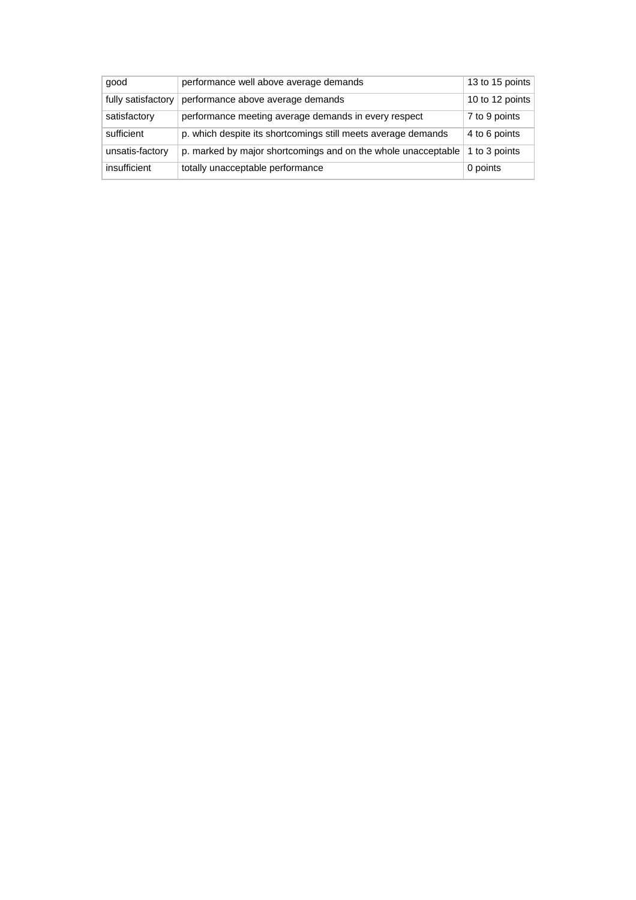| | | |
|---|---|---|
| good | performance well above average demands | 13 to 15 points |
| fully satisfactory | performance above average demands | 10 to 12 points |
| satisfactory | performance meeting average demands in every respect | 7 to 9 points |
| sufficient | p. which despite its shortcomings still meets average demands | 4 to 6 points |
| unsatis-factory | p. marked by major shortcomings and on the whole unacceptable | 1 to 3 points |
| insufficient | totally unacceptable performance | 0 points |